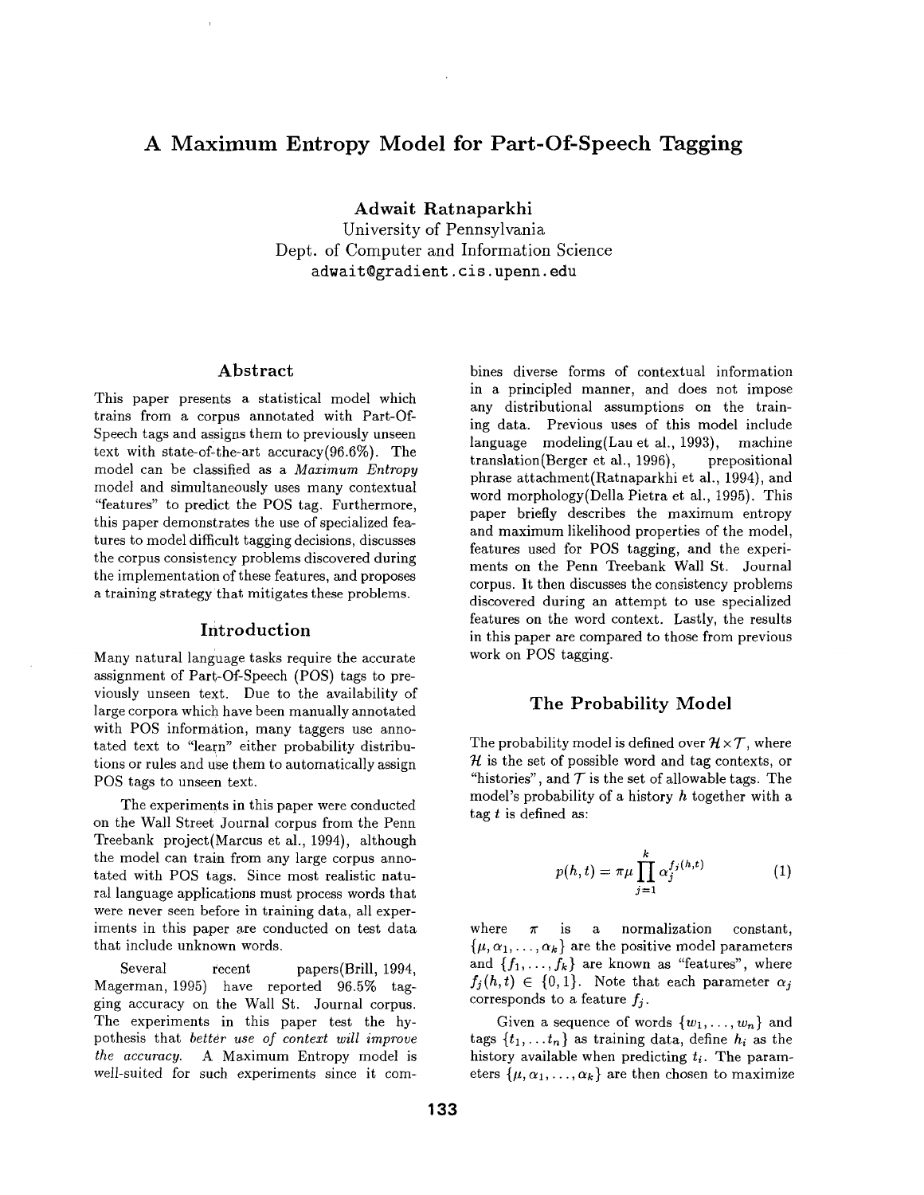# A Maximum Entropy Model for Part-Of-Speech Tagging

**Adwait Ratnaparkhi**
University of Pennsylvania
Dept. of Computer and Information Science
adwait@gradient.cis.upenn.edu

## Abstract

This paper presents a statistical model which trains from a corpus annotated with Part-Of-Speech tags and assigns them to previously unseen text with state-of-the-art accuracy(96.6%). The model can be classified as a *Maximum Entropy* model and simultaneously uses many contextual "features" to predict the POS tag. Furthermore, this paper demonstrates the use of specialized features to model difficult tagging decisions, discusses the corpus consistency problems discovered during the implementation of these features, and proposes a training strategy that mitigates these problems.

## Introduction

Many natural language tasks require the accurate assignment of Part-Of-Speech (POS) tags to previously unseen text. Due to the availability of large corpora which have been manually annotated with POS information, many taggers use annotated text to "learn" either probability distributions or rules and use them to automatically assign POS tags to unseen text.

The experiments in this paper were conducted on the Wall Street Journal corpus from the Penn Treebank project(Marcus et al., 1994), although the model can train from any large corpus annotated with POS tags. Since most realistic natural language applications must process words that were never seen before in training data, all experiments in this paper are conducted on test data that include unknown words.

Several recent papers(Brill, 1994, Magerman, 1995) have reported 96.5% tagging accuracy on the Wall St. Journal corpus. The experiments in this paper test the hypothesis that *better use of context will improve the accuracy*. A Maximum Entropy model is well-suited for such experiments since it combines diverse forms of contextual information in a principled manner, and does not impose any distributional assumptions on the training data. Previous uses of this model include language modeling(Lau et al., 1993), machine translation(Berger et al., 1996), prepositional phrase attachment(Ratnaparkhi et al., 1994), and word morphology(Della Pietra et al., 1995). This paper briefly describes the maximum entropy and maximum likelihood properties of the model, features used for POS tagging, and the experiments on the Penn Treebank Wall St. Journal corpus. It then discusses the consistency problems discovered during an attempt to use specialized features on the word context. Lastly, the results in this paper are compared to those from previous work on POS tagging.

## The Probability Model

The probability model is defined over $\mathcal{H} \times \mathcal{T}$, where $\mathcal{H}$ is the set of possible word and tag contexts, or "histories", and $\mathcal{T}$ is the set of allowable tags. The model's probability of a history $h$ together with a tag $t$ is defined as:

$$p(h,t) = \pi\mu \prod_{j=1}^{k} \alpha_j^{f_j(h,t)} \tag{1}$$

where $\pi$ is a normalization constant, $\{\mu, \alpha_1, \ldots, \alpha_k\}$ are the positive model parameters and $\{f_1, \ldots, f_k\}$ are known as "features", where $f_j(h,t) \in \{0,1\}$. Note that each parameter $\alpha_j$ corresponds to a feature $f_j$.

Given a sequence of words $\{w_1, \ldots, w_n\}$ and tags $\{t_1, \ldots t_n\}$ as training data, define $h_i$ as the history available when predicting $t_i$. The parameters $\{\mu, \alpha_1, \ldots, \alpha_k\}$ are then chosen to maximize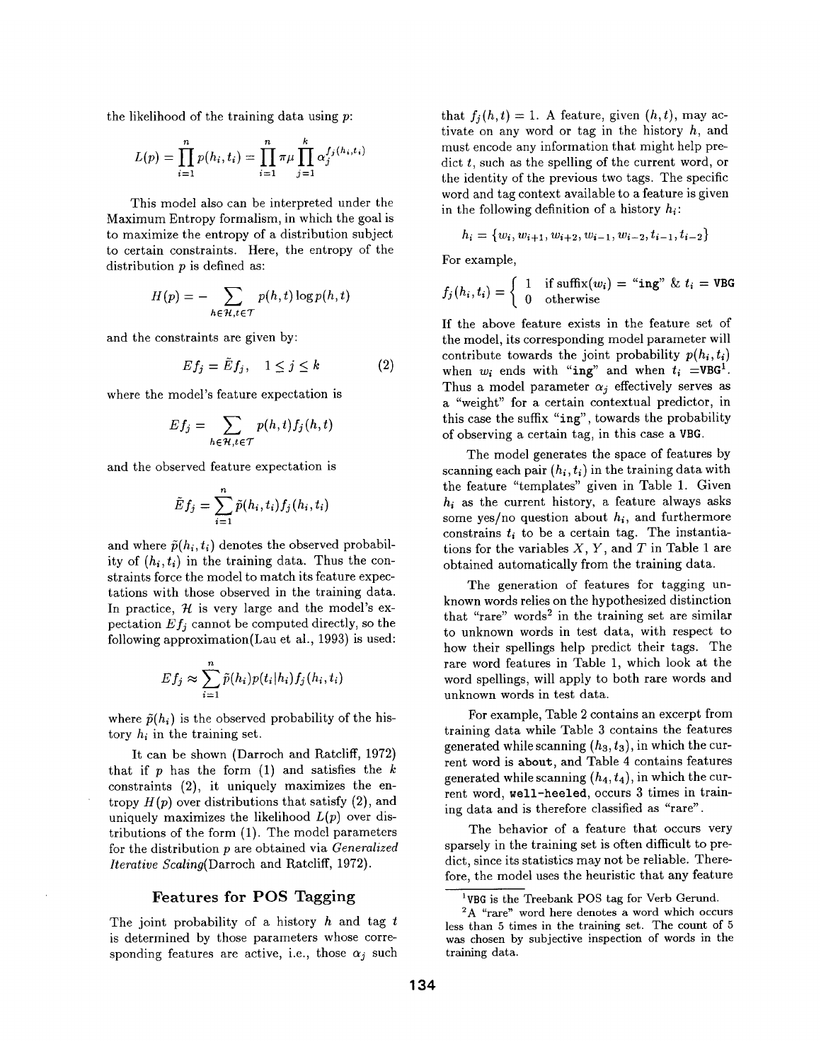the likelihood of the training data using $p$:

$$L(p) = \prod_{i=1}^{n} p(h_i, t_i) = \prod_{i=1}^{n} \pi\mu \prod_{j=1}^{k} \alpha_j^{f_j(h_i, t_i)}$$

This model also can be interpreted under the Maximum Entropy formalism, in which the goal is to maximize the entropy of a distribution subject to certain constraints. Here, the entropy of the distribution $p$ is defined as:

$$H(p) = - \sum_{h \in \mathcal{H}, t \in \mathcal{T}} p(h,t) \log p(h,t)$$

and the constraints are given by:

$$Ef_j = \tilde{E}f_j, \quad 1 \leq j \leq k \tag{2}$$

where the model's feature expectation is

$$Ef_j = \sum_{h \in \mathcal{H}, t \in \mathcal{T}} p(h,t) f_j(h,t)$$

and the observed feature expectation is

$$\tilde{E}f_j = \sum_{i=1}^{n} \tilde{p}(h_i, t_i) f_j(h_i, t_i)$$

and where $\tilde{p}(h_i, t_i)$ denotes the observed probability of $(h_i, t_i)$ in the training data. Thus the constraints force the model to match its feature expectations with those observed in the training data. In practice, $\mathcal{H}$ is very large and the model's expectation $Ef_j$ cannot be computed directly, so the following approximation(Lau et al., 1993) is used:

$$Ef_j \approx \sum_{i=1}^{n} \tilde{p}(h_i) p(t_i | h_i) f_j(h_i, t_i)$$

where $\tilde{p}(h_i)$ is the observed probability of the history $h_i$ in the training set.

It can be shown (Darroch and Ratcliff, 1972) that if $p$ has the form (1) and satisfies the $k$ constraints (2), it uniquely maximizes the entropy $H(p)$ over distributions that satisfy (2), and uniquely maximizes the likelihood $L(p)$ over distributions of the form (1). The model parameters for the distribution $p$ are obtained via *Generalized Iterative Scaling*(Darroch and Ratcliff, 1972).

## Features for POS Tagging

The joint probability of a history $h$ and tag $t$ is determined by those parameters whose corresponding features are active, i.e., those $\alpha_j$ such that $f_j(h,t) = 1$. A feature, given $(h,t)$, may activate on any word or tag in the history $h$, and must encode any information that might help predict $t$, such as the spelling of the current word, or the identity of the previous two tags. The specific word and tag context available to a feature is given in the following definition of a history $h_i$:

$$h_i = \{w_i, w_{i+1}, w_{i+2}, w_{i-1}, w_{i-2}, t_{i-1}, t_{i-2}\}$$

For example,

$$f_j(h_i, t_i) = \begin{cases} 1 & \text{if suffix}(w_i) = \text{"ing"} \ \& \ t_i = \texttt{VBG} \\ 0 & \text{otherwise} \end{cases}$$

If the above feature exists in the feature set of the model, its corresponding model parameter will contribute towards the joint probability $p(h_i, t_i)$ when $w_i$ ends with "`ing`" and when $t_i$ =`VBG`[1]. Thus a model parameter $\alpha_j$ effectively serves as a "weight" for a certain contextual predictor, in this case the suffix "`ing`", towards the probability of observing a certain tag, in this case a `VBG`.

The model generates the space of features by scanning each pair $(h_i, t_i)$ in the training data with the feature "templates" given in Table 1. Given $h_i$ as the current history, a feature always asks some yes/no question about $h_i$, and furthermore constrains $t_i$ to be a certain tag. The instantiations for the variables $X$, $Y$, and $T$ in Table 1 are obtained automatically from the training data.

The generation of features for tagging unknown words relies on the hypothesized distinction that "rare" words[2] in the training set are similar to unknown words in test data, with respect to how their spellings help predict their tags. The rare word features in Table 1, which look at the word spellings, will apply to both rare words and unknown words in test data.

For example, Table 2 contains an excerpt from training data while Table 3 contains the features generated while scanning $(h_3, t_3)$, in which the current word is `about`, and Table 4 contains features generated while scanning $(h_4, t_4)$, in which the current word, `well-heeled`, occurs 3 times in training data and is therefore classified as "rare".

The behavior of a feature that occurs very sparsely in the training set is often difficult to predict, since its statistics may not be reliable. Therefore, the model uses the heuristic that any feature

[1] `VBG` is the Treebank POS tag for Verb Gerund.

[2] A "rare" word here denotes a word which occurs less than 5 times in the training set. The count of 5 was chosen by subjective inspection of words in the training data.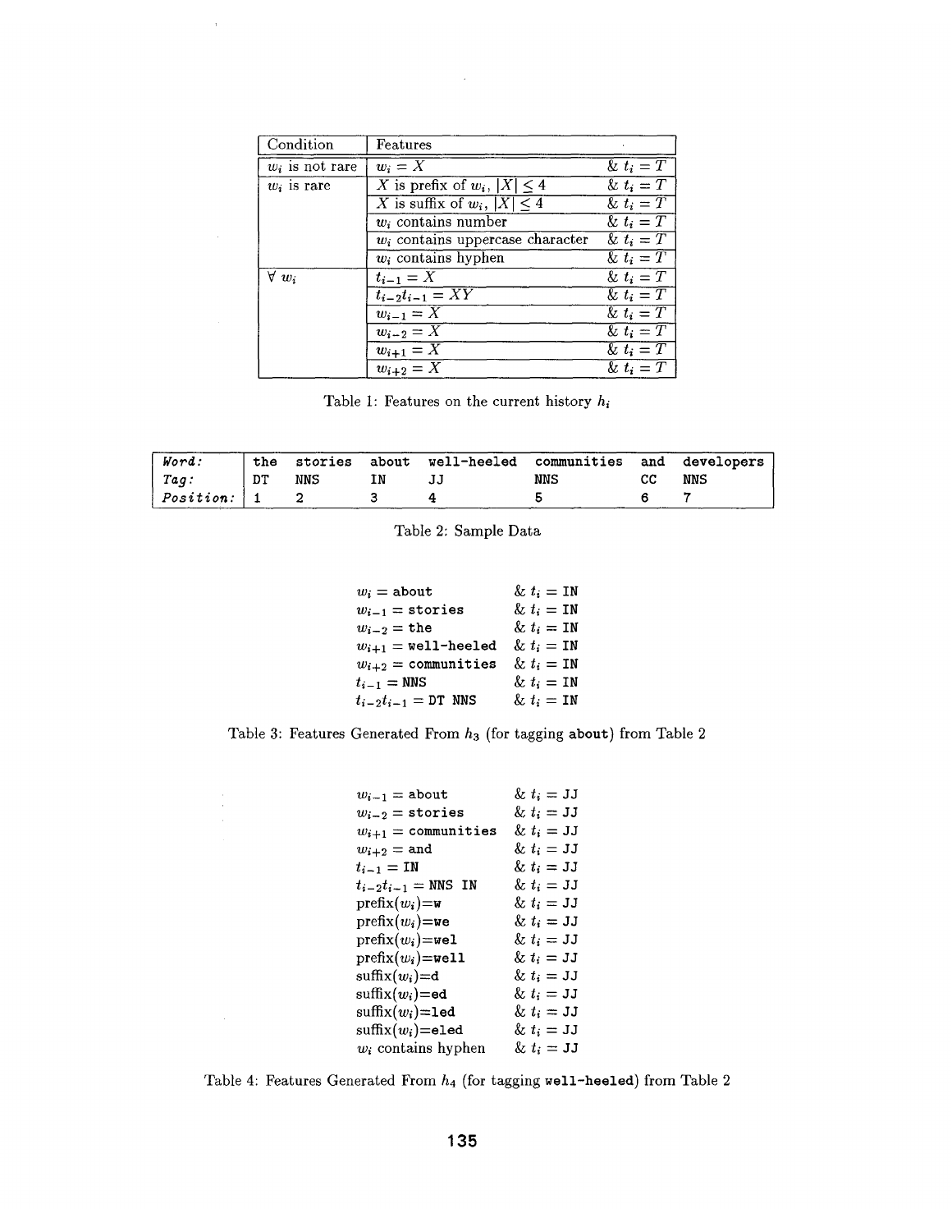| Condition | Features | |
|---|---|---|
| $w_i$ is not rare | $w_i = X$ | & $t_i = T$ |
| $w_i$ is rare | $X$ is prefix of $w_i$, $\|X\| \leq 4$ | & $t_i = T$ |
| | $X$ is suffix of $w_i$, $\|X\| \leq 4$ | & $t_i = T$ |
| | $w_i$ contains number | & $t_i = T$ |
| | $w_i$ contains uppercase character | & $t_i = T$ |
| | $w_i$ contains hyphen | & $t_i = T$ |
| $\forall\ w_i$ | $t_{i-1} = X$ | & $t_i = T$ |
| | $t_{i-2}t_{i-1} = XY$ | & $t_i = T$ |
| | $w_{i-1} = X$ | & $t_i = T$ |
| | $w_{i-2} = X$ | & $t_i = T$ |
| | $w_{i+1} = X$ | & $t_i = T$ |
| | $w_{i+2} = X$ | & $t_i = T$ |

Table 1: Features on the current history $h_i$

| *Word:* | the | stories | about | well-heeled | communities | and | developers |
|---|---|---|---|---|---|---|---|
| *Tag:* | DT | NNS | IN | JJ | NNS | CC | NNS |
| *Position:* | 1 | 2 | 3 | 4 | 5 | 6 | 7 |

Table 2: Sample Data

| | |
|---|---|
| $w_i =$ `about` | & $t_i =$ `IN` |
| $w_{i-1} =$ `stories` | & $t_i =$ `IN` |
| $w_{i-2} =$ `the` | & $t_i =$ `IN` |
| $w_{i+1} =$ `well-heeled` | & $t_i =$ `IN` |
| $w_{i+2} =$ `communities` | & $t_i =$ `IN` |
| $t_{i-1} =$ `NNS` | & $t_i =$ `IN` |
| $t_{i-2}t_{i-1} =$ `DT NNS` | & $t_i =$ `IN` |

Table 3: Features Generated From $h_3$ (for tagging `about`) from Table 2

| | |
|---|---|
| $w_{i-1} =$ `about` | & $t_i =$ `JJ` |
| $w_{i-2} =$ `stories` | & $t_i =$ `JJ` |
| $w_{i+1} =$ `communities` | & $t_i =$ `JJ` |
| $w_{i+2} =$ `and` | & $t_i =$ `JJ` |
| $t_{i-1} =$ `IN` | & $t_i =$ `JJ` |
| $t_{i-2}t_{i-1} =$ `NNS IN` | & $t_i =$ `JJ` |
| prefix($w_i$)=`w` | & $t_i =$ `JJ` |
| prefix($w_i$)=`we` | & $t_i =$ `JJ` |
| prefix($w_i$)=`wel` | & $t_i =$ `JJ` |
| prefix($w_i$)=`well` | & $t_i =$ `JJ` |
| suffix($w_i$)=`d` | & $t_i =$ `JJ` |
| suffix($w_i$)=`ed` | & $t_i =$ `JJ` |
| suffix($w_i$)=`led` | & $t_i =$ `JJ` |
| suffix($w_i$)=`eled` | & $t_i =$ `JJ` |
| $w_i$ contains hyphen | & $t_i =$ `JJ` |

Table 4: Features Generated From $h_4$ (for tagging `well-heeled`) from Table 2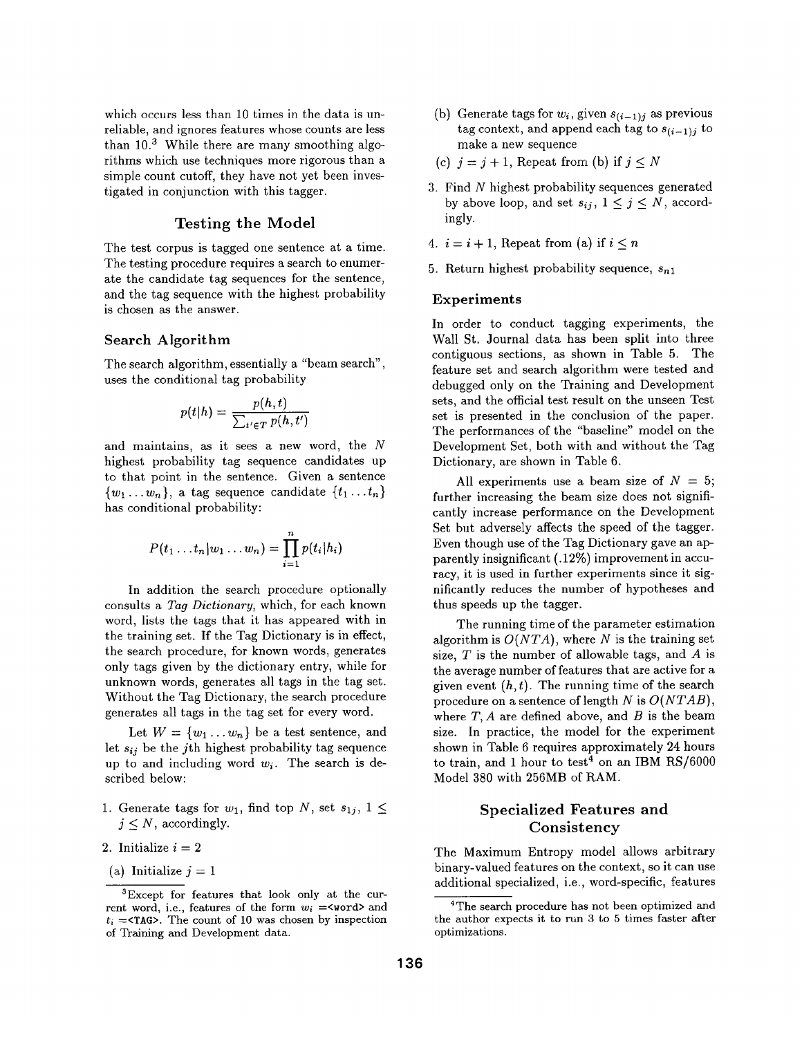which occurs less than 10 times in the data is unreliable, and ignores features whose counts are less than 10.[3] While there are many smoothing algorithms which use techniques more rigorous than a simple count cutoff, they have not yet been investigated in conjunction with this tagger.

## Testing the Model

The test corpus is tagged one sentence at a time. The testing procedure requires a search to enumerate the candidate tag sequences for the sentence, and the tag sequence with the highest probability is chosen as the answer.

### Search Algorithm

The search algorithm, essentially a "beam search", uses the conditional tag probability

$$p(t|h) = \frac{p(h,t)}{\sum_{t' \in T} p(h,t')}$$

and maintains, as it sees a new word, the $N$ highest probability tag sequence candidates up to that point in the sentence. Given a sentence $\{w_1 \dots w_n\}$, a tag sequence candidate $\{t_1 \dots t_n\}$ has conditional probability:

$$P(t_1 \dots t_n | w_1 \dots w_n) = \prod_{i=1}^{n} p(t_i|h_i)$$

In addition the search procedure optionally consults a *Tag Dictionary*, which, for each known word, lists the tags that it has appeared with in the training set. If the Tag Dictionary is in effect, the search procedure, for known words, generates only tags given by the dictionary entry, while for unknown words, generates all tags in the tag set. Without the Tag Dictionary, the search procedure generates all tags in the tag set for every word.

Let $W = \{w_1 \dots w_n\}$ be a test sentence, and let $s_{ij}$ be the $j$th highest probability tag sequence up to and including word $w_i$. The search is described below:

1. Generate tags for $w_1$, find top $N$, set $s_{1j}$, $1 \leq j \leq N$, accordingly.
2. Initialize $i = 2$

   (a) Initialize $j = 1$

   (b) Generate tags for $w_i$, given $s_{(i-1)j}$ as previous tag context, and append each tag to $s_{(i-1)j}$ to make a new sequence

   (c) $j = j + 1$, Repeat from (b) if $j \leq N$
3. Find $N$ highest probability sequences generated by above loop, and set $s_{ij}$, $1 \leq j \leq N$, accordingly.
4. $i = i + 1$, Repeat from (a) if $i \leq n$
5. Return highest probability sequence, $s_{n1}$

### Experiments

In order to conduct tagging experiments, the Wall St. Journal data has been split into three contiguous sections, as shown in Table 5. The feature set and search algorithm were tested and debugged only on the Training and Development sets, and the official test result on the unseen Test set is presented in the conclusion of the paper. The performances of the "baseline" model on the Development Set, both with and without the Tag Dictionary, are shown in Table 6.

All experiments use a beam size of $N = 5$; further increasing the beam size does not significantly increase performance on the Development Set but adversely affects the speed of the tagger. Even though use of the Tag Dictionary gave an apparently insignificant (.12%) improvement in accuracy, it is used in further experiments since it significantly reduces the number of hypotheses and thus speeds up the tagger.

The running time of the parameter estimation algorithm is $O(NTA)$, where $N$ is the training set size, $T$ is the number of allowable tags, and $A$ is the average number of features that are active for a given event $(h, t)$. The running time of the search procedure on a sentence of length $N$ is $O(NTAB)$, where $T, A$ are defined above, and $B$ is the beam size. In practice, the model for the experiment shown in Table 6 requires approximately 24 hours to train, and 1 hour to test[4] on an IBM RS/6000 Model 380 with 256MB of RAM.

## Specialized Features and Consistency

The Maximum Entropy model allows arbitrary binary-valued features on the context, so it can use additional specialized, i.e., word-specific, features

[3] Except for features that look only at the current word, i.e., features of the form $w_i$ =<word> and $t_i$ =<TAG>. The count of 10 was chosen by inspection of Training and Development data.

[4] The search procedure has not been optimized and the author expects it to run 3 to 5 times faster after optimizations.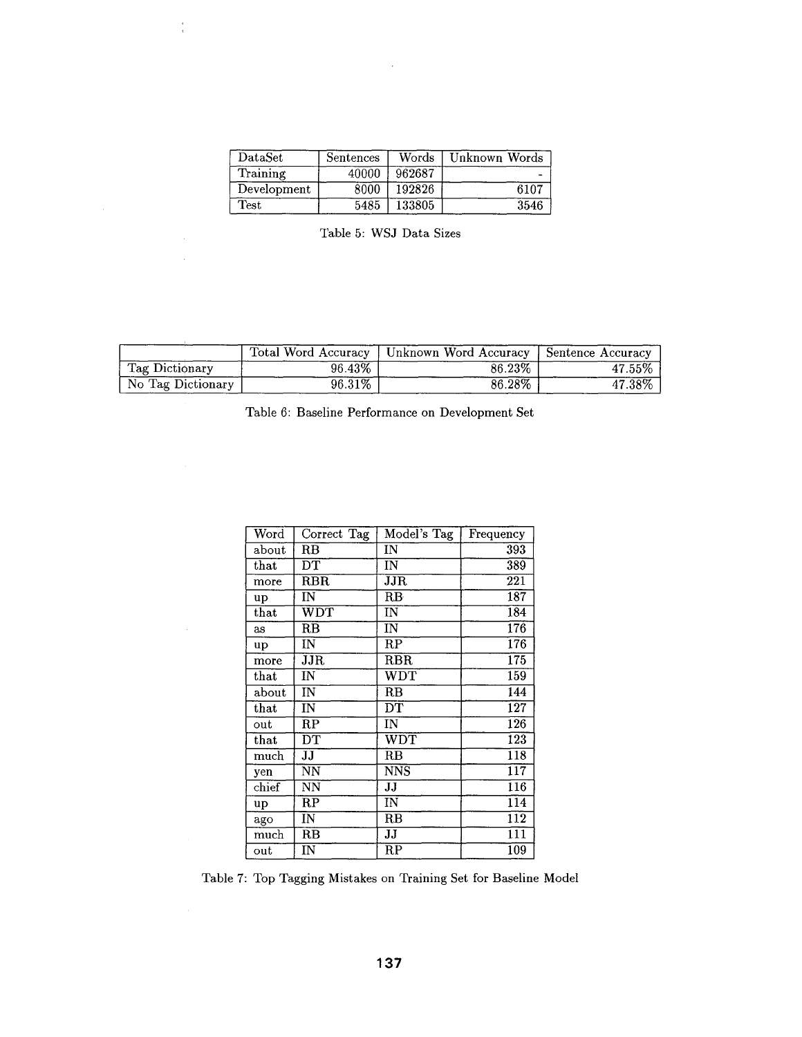| DataSet | Sentences | Words | Unknown Words |
| --- | --- | --- | --- |
| Training | 40000 | 962687 | - |
| Development | 8000 | 192826 | 6107 |
| Test | 5485 | 133805 | 3546 |

Table 5: WSJ Data Sizes

| | Total Word Accuracy | Unknown Word Accuracy | Sentence Accuracy |
| --- | --- | --- | --- |
| Tag Dictionary | 96.43% | 86.23% | 47.55% |
| No Tag Dictionary | 96.31% | 86.28% | 47.38% |

Table 6: Baseline Performance on Development Set

| Word | Correct Tag | Model's Tag | Frequency |
| --- | --- | --- | --- |
| about | RB | IN | 393 |
| that | DT | IN | 389 |
| more | RBR | JJR | 221 |
| up | IN | RB | 187 |
| that | WDT | IN | 184 |
| as | RB | IN | 176 |
| up | IN | RP | 176 |
| more | JJR | RBR | 175 |
| that | IN | WDT | 159 |
| about | IN | RB | 144 |
| that | IN | DT | 127 |
| out | RP | IN | 126 |
| that | DT | WDT | 123 |
| much | JJ | RB | 118 |
| yen | NN | NNS | 117 |
| chief | NN | JJ | 116 |
| up | RP | IN | 114 |
| ago | IN | RB | 112 |
| much | RB | JJ | 111 |
| out | IN | RP | 109 |

Table 7: Top Tagging Mistakes on Training Set for Baseline Model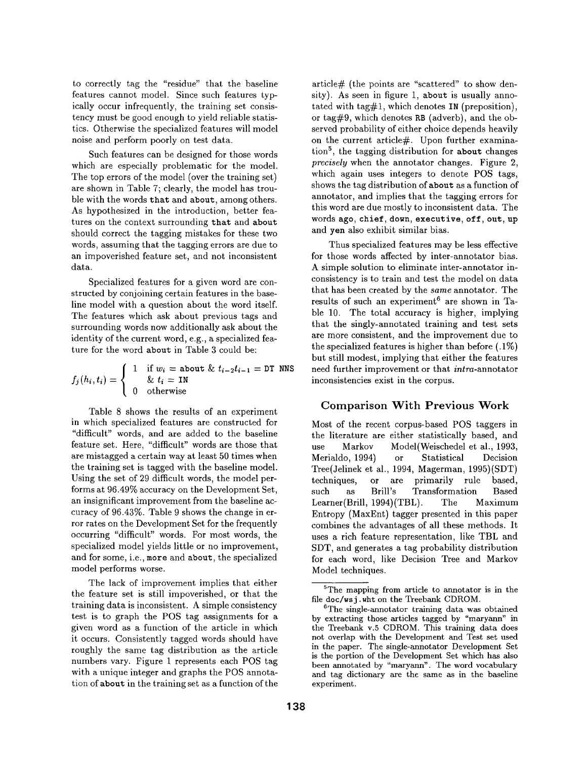to correctly tag the "residue" that the baseline features cannot model. Since such features typically occur infrequently, the training set consistency must be good enough to yield reliable statistics. Otherwise the specialized features will model noise and perform poorly on test data.

Such features can be designed for those words which are especially problematic for the model. The top errors of the model (over the training set) are shown in Table 7; clearly, the model has trouble with the words `that` and `about`, among others. As hypothesized in the introduction, better features on the context surrounding `that` and `about` should correct the tagging mistakes for these two words, assuming that the tagging errors are due to an impoverished feature set, and not inconsistent data.

Specialized features for a given word are constructed by conjoining certain features in the baseline model with a question about the word itself. The features which ask about previous tags and surrounding words now additionally ask about the identity of the current word, e.g., a specialized feature for the word `about` in Table 3 could be:

$$f_j(h_i, t_i) = \begin{cases} 1 & \text{if } w_i = \texttt{about} \;\&\; t_{i-2}t_{i-1} = \texttt{DT NNS} \\ & \;\&\; t_i = \texttt{IN} \\ 0 & \text{otherwise} \end{cases}$$

Table 8 shows the results of an experiment in which specialized features are constructed for "difficult" words, and are added to the baseline feature set. Here, "difficult" words are those that are mistagged a certain way at least 50 times when the training set is tagged with the baseline model. Using the set of 29 difficult words, the model performs at 96.49% accuracy on the Development Set, an insignificant improvement from the baseline accuracy of 96.43%. Table 9 shows the change in error rates on the Development Set for the frequently occurring "difficult" words. For most words, the specialized model yields little or no improvement, and for some, i.e., `more` and `about`, the specialized model performs worse.

The lack of improvement implies that either the feature set is still impoverished, or that the training data is inconsistent. A simple consistency test is to graph the POS tag assignments for a given word as a function of the article in which it occurs. Consistently tagged words should have roughly the same tag distribution as the article numbers vary. Figure 1 represents each POS tag with a unique integer and graphs the POS annotation of `about` in the training set as a function of the article# (the points are "scattered" to show density). As seen in figure 1, `about` is usually annotated with tag#1, which denotes `IN` (preposition), or tag#9, which denotes `RB` (adverb), and the observed probability of either choice depends heavily on the current article#. Upon further examination[5], the tagging distribution for `about` changes *precisely* when the annotator changes. Figure 2, which again uses integers to denote POS tags, shows the tag distribution of `about` as a function of annotator, and implies that the tagging errors for this word are due mostly to inconsistent data. The words `ago`, `chief`, `down`, `executive`, `off`, `out`, `up` and `yen` also exhibit similar bias.

Thus specialized features may be less effective for those words affected by inter-annotator bias. A simple solution to eliminate inter-annotator inconsistency is to train and test the model on data that has been created by the *same* annotator. The results of such an experiment[6] are shown in Table 10. The total accuracy is higher, implying that the singly-annotated training and test sets are more consistent, and the improvement due to the specialized features is higher than before (.1%) but still modest, implying that either the features need further improvement or that *intra*-annotator inconsistencies exist in the corpus.

## Comparison With Previous Work

Most of the recent corpus-based POS taggers in the literature are either statistically based, and use Markov Model(Weischedel et al., 1993, Merialdo, 1994) or Statistical Decision Tree(Jelinek et al., 1994, Magerman, 1995)(SDT) techniques, or are primarily rule based, such as Brill's Transformation Based Learner(Brill, 1994)(TBL). The Maximum Entropy (MaxEnt) tagger presented in this paper combines the advantages of all these methods. It uses a rich feature representation, like TBL and SDT, and generates a tag probability distribution for each word, like Decision Tree and Markov Model techniques.

[5] The mapping from article to annotator is in the file `doc/wsj.wht` on the Treebank CDROM.

[6] The single-annotator training data was obtained by extracting those articles tagged by "maryann" in the Treebank v.5 CDROM. This training data does not overlap with the Development and Test set used in the paper. The single-annotator Development Set is the portion of the Development Set which has also been annotated by "maryann". The word vocabulary and tag dictionary are the same as in the baseline experiment.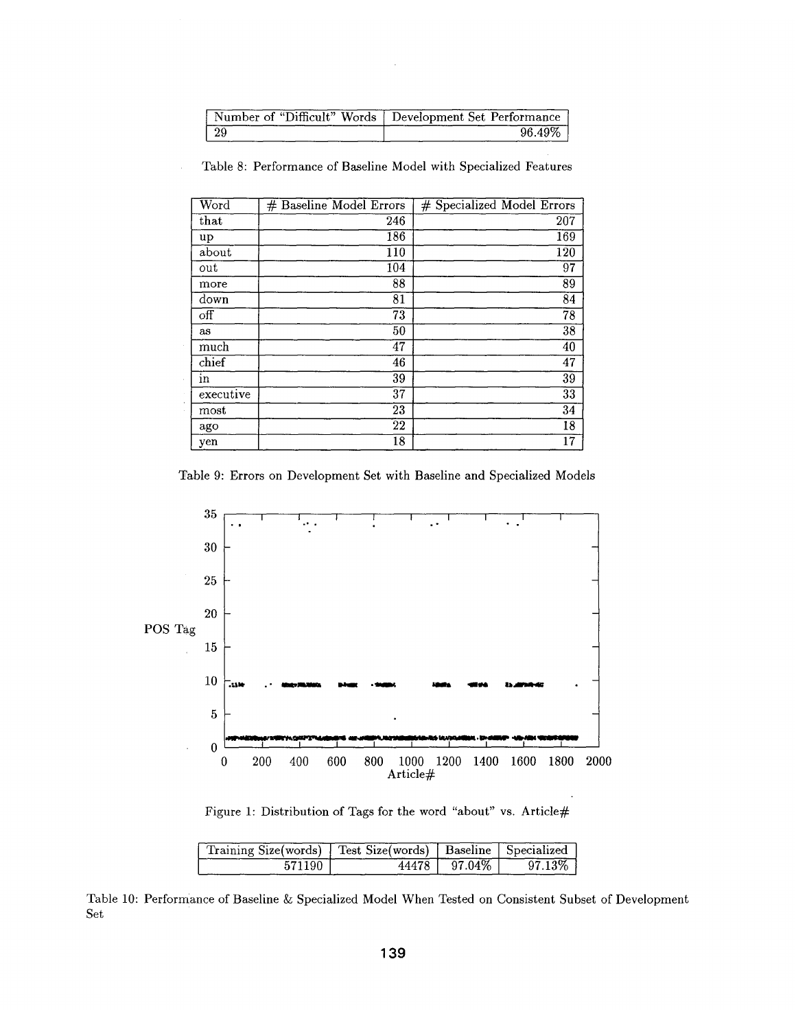| Number of "Difficult" Words | Development Set Performance |
|---|---|
| 29 | 96.49% |

Table 8: Performance of Baseline Model with Specialized Features

| Word | # Baseline Model Errors | # Specialized Model Errors |
|---|---|---|
| that | 246 | 207 |
| up | 186 | 169 |
| about | 110 | 120 |
| out | 104 | 97 |
| more | 88 | 89 |
| down | 81 | 84 |
| off | 73 | 78 |
| as | 50 | 38 |
| much | 47 | 40 |
| chief | 46 | 47 |
| in | 39 | 39 |
| executive | 37 | 33 |
| most | 23 | 34 |
| ago | 22 | 18 |
| yen | 18 | 17 |

Table 9: Errors on Development Set with Baseline and Specialized Models

Figure 1: Distribution of Tags for the word "about" vs. Article#

| Training Size(words) | Test Size(words) | Baseline | Specialized |
|---|---|---|---|
| 571190 | 44478 | 97.04% | 97.13% |

Table 10: Performance of Baseline & Specialized Model When Tested on Consistent Subset of Development Set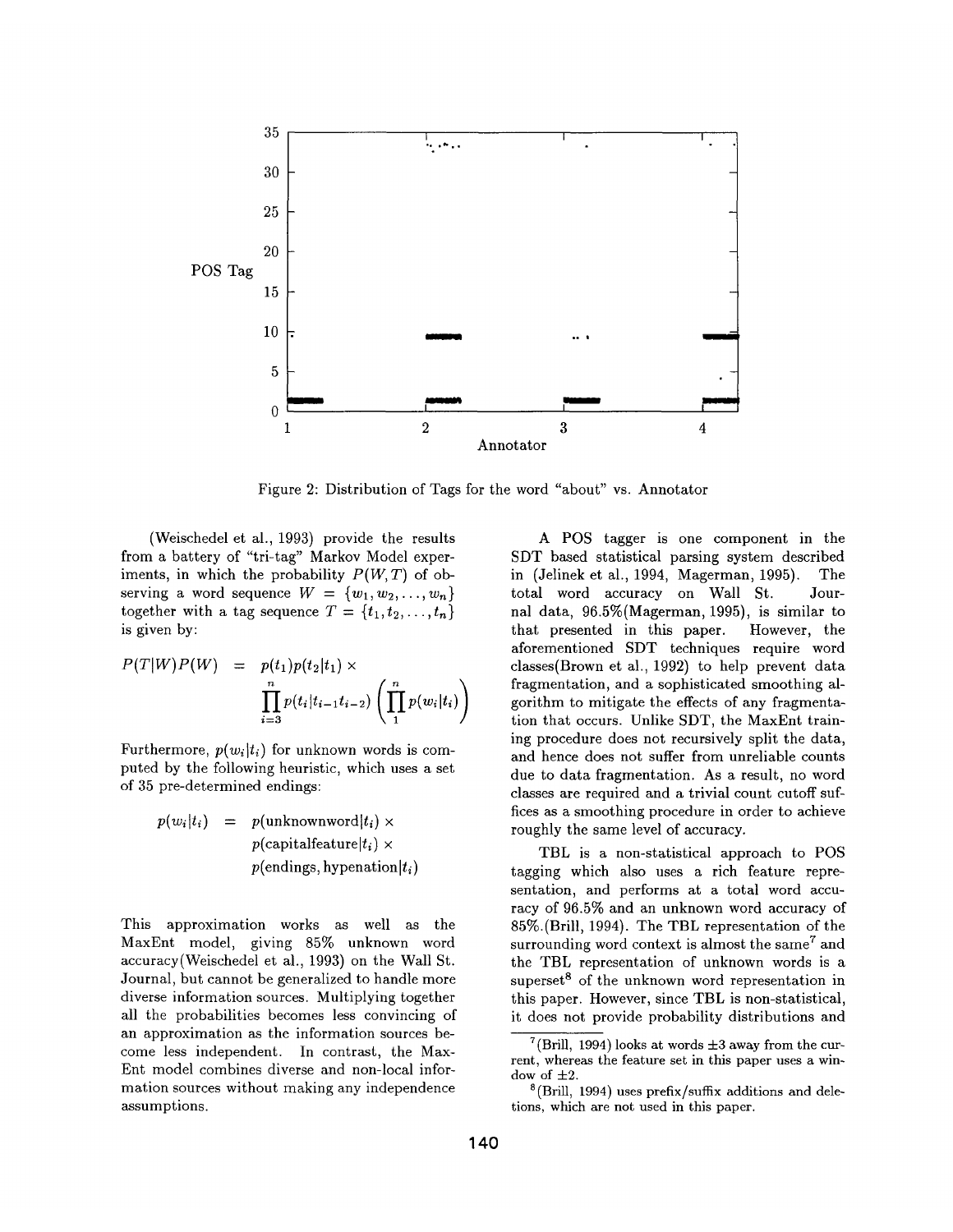Figure 2: Distribution of Tags for the word "about" vs. Annotator

(Weischedel et al., 1993) provide the results from a battery of "tri-tag" Markov Model experiments, in which the probability $P(W,T)$ of observing a word sequence $W = \{w_1, w_2, \ldots, w_n\}$ together with a tag sequence $T = \{t_1, t_2, \ldots, t_n\}$ is given by:

$$P(T|W)P(W) = p(t_1)p(t_2|t_1) \times \prod_{i=3}^{n} p(t_i|t_{i-1}t_{i-2}) \left( \prod_{1}^{n} p(w_i|t_i) \right)$$

Furthermore, $p(w_i|t_i)$ for unknown words is computed by the following heuristic, which uses a set of 35 pre-determined endings:

$$p(w_i|t_i) = p(\text{unknownword}|t_i) \times p(\text{capitalfeature}|t_i) \times p(\text{endings, hypenation}|t_i)$$

This approximation works as well as the MaxEnt model, giving 85% unknown word accuracy(Weischedel et al., 1993) on the Wall St. Journal, but cannot be generalized to handle more diverse information sources. Multiplying together all the probabilities becomes less convincing of an approximation as the information sources become less independent. In contrast, the MaxEnt model combines diverse and non-local information sources without making any independence assumptions.

A POS tagger is one component in the SDT based statistical parsing system described in (Jelinek et al., 1994, Magerman, 1995). The total word accuracy on Wall St. Journal data, 96.5%(Magerman, 1995), is similar to that presented in this paper. However, the aforementioned SDT techniques require word classes(Brown et al., 1992) to help prevent data fragmentation, and a sophisticated smoothing algorithm to mitigate the effects of any fragmentation that occurs. Unlike SDT, the MaxEnt training procedure does not recursively split the data, and hence does not suffer from unreliable counts due to data fragmentation. As a result, no word classes are required and a trivial count cutoff suffices as a smoothing procedure in order to achieve roughly the same level of accuracy.

TBL is a non-statistical approach to POS tagging which also uses a rich feature representation, and performs at a total word accuracy of 96.5% and an unknown word accuracy of 85%.(Brill, 1994). The TBL representation of the surrounding word context is almost the same[7] and the TBL representation of unknown words is a superset[8] of the unknown word representation in this paper. However, since TBL is non-statistical, it does not provide probability distributions and

[7] (Brill, 1994) looks at words $\pm 3$ away from the current, whereas the feature set in this paper uses a window of $\pm 2$.

[8] (Brill, 1994) uses prefix/suffix additions and deletions, which are not used in this paper.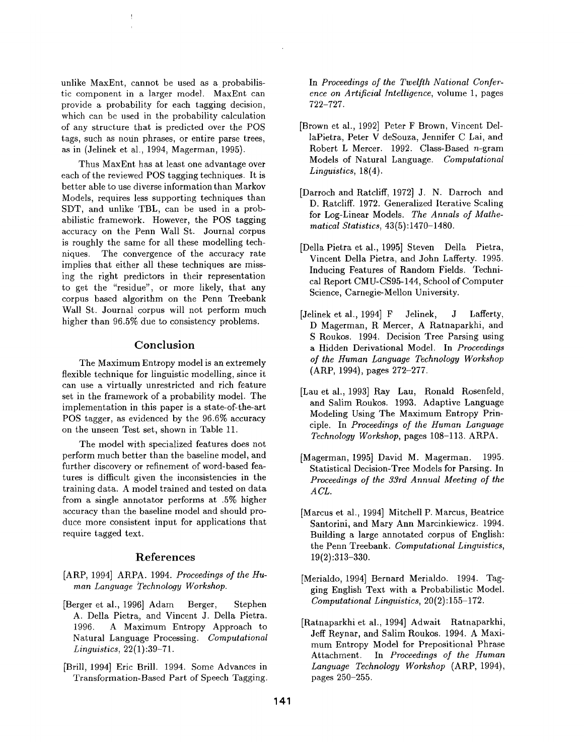unlike MaxEnt, cannot be used as a probabilistic component in a larger model. MaxEnt can provide a probability for each tagging decision, which can be used in the probability calculation of any structure that is predicted over the POS tags, such as noun phrases, or entire parse trees, as in (Jelinek et al., 1994, Magerman, 1995).

Thus MaxEnt has at least one advantage over each of the reviewed POS tagging techniques. It is better able to use diverse information than Markov Models, requires less supporting techniques than SDT, and unlike TBL, can be used in a probabilistic framework. However, the POS tagging accuracy on the Penn Wall St. Journal corpus is roughly the same for all these modelling techniques. The convergence of the accuracy rate implies that either all these techniques are missing the right predictors in their representation to get the "residue", or more likely, that any corpus based algorithm on the Penn Treebank Wall St. Journal corpus will not perform much higher than 96.5% due to consistency problems.

## Conclusion

The Maximum Entropy model is an extremely flexible technique for linguistic modelling, since it can use a virtually unrestricted and rich feature set in the framework of a probability model. The implementation in this paper is a state-of-the-art POS tagger, as evidenced by the 96.6% accuracy on the unseen Test set, shown in Table 11.

The model with specialized features does not perform much better than the baseline model, and further discovery or refinement of word-based features is difficult given the inconsistencies in the training data. A model trained and tested on data from a single annotator performs at .5% higher accuracy than the baseline model and should produce more consistent input for applications that require tagged text.

## References

[ARP, 1994] ARPA. 1994. *Proceedings of the Human Language Technology Workshop.*

[Berger et al., 1996] Adam Berger, Stephen A. Della Pietra, and Vincent J. Della Pietra. 1996. A Maximum Entropy Approach to Natural Language Processing. *Computational Linguistics*, 22(1):39–71.

[Brill, 1994] Eric Brill. 1994. Some Advances in Transformation-Based Part of Speech Tagging. In *Proceedings of the Twelfth National Conference on Artificial Intelligence*, volume 1, pages 722–727.

[Brown et al., 1992] Peter F Brown, Vincent DellaPietra, Peter V deSouza, Jennifer C Lai, and Robert L Mercer. 1992. Class-Based $n$-gram Models of Natural Language. *Computational Linguistics*, 18(4).

[Darroch and Ratcliff, 1972] J. N. Darroch and D. Ratcliff. 1972. Generalized Iterative Scaling for Log-Linear Models. *The Annals of Mathematical Statistics*, 43(5):1470–1480.

[Della Pietra et al., 1995] Steven Della Pietra, Vincent Della Pietra, and John Lafferty. 1995. Inducing Features of Random Fields. Technical Report CMU-CS95-144, School of Computer Science, Carnegie-Mellon University.

[Jelinek et al., 1994] F Jelinek, J Lafferty, D Magerman, R Mercer, A Ratnaparkhi, and S Roukos. 1994. Decision Tree Parsing using a Hidden Derivational Model. In *Proceedings of the Human Language Technology Workshop* (ARP, 1994), pages 272–277.

[Lau et al., 1993] Ray Lau, Ronald Rosenfeld, and Salim Roukos. 1993. Adaptive Language Modeling Using The Maximum Entropy Principle. In *Proceedings of the Human Language Technology Workshop*, pages 108–113. ARPA.

[Magerman, 1995] David M. Magerman. 1995. Statistical Decision-Tree Models for Parsing. In *Proceedings of the 33rd Annual Meeting of the ACL.*

[Marcus et al., 1994] Mitchell P. Marcus, Beatrice Santorini, and Mary Ann Marcinkiewicz. 1994. Building a large annotated corpus of English: the Penn Treebank. *Computational Linguistics*, 19(2):313–330.

[Merialdo, 1994] Bernard Merialdo. 1994. Tagging English Text with a Probabilistic Model. *Computational Linguistics*, 20(2):155–172.

[Ratnaparkhi et al., 1994] Adwait Ratnaparkhi, Jeff Reynar, and Salim Roukos. 1994. A Maximum Entropy Model for Prepositional Phrase Attachment. In *Proceedings of the Human Language Technology Workshop* (ARP, 1994), pages 250–255.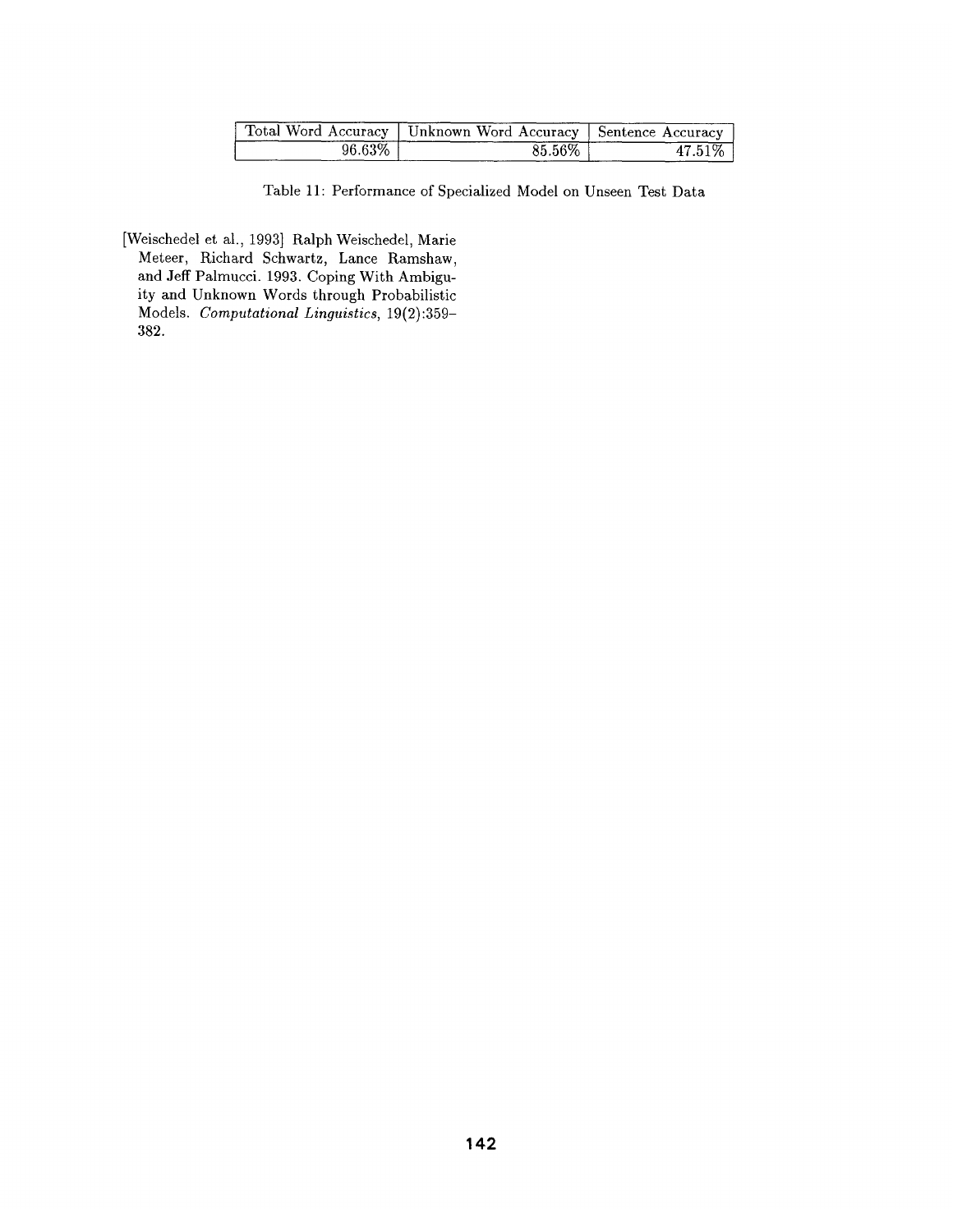| Total Word Accuracy | Unknown Word Accuracy | Sentence Accuracy |
|---|---|---|
| 96.63% | 85.56% | 47.51% |

Table 11: Performance of Specialized Model on Unseen Test Data

[Weischedel et al., 1993] Ralph Weischedel, Marie Meteer, Richard Schwartz, Lance Ramshaw, and Jeff Palmucci. 1993. Coping With Ambiguity and Unknown Words through Probabilistic Models. *Computational Linguistics*, 19(2):359–382.